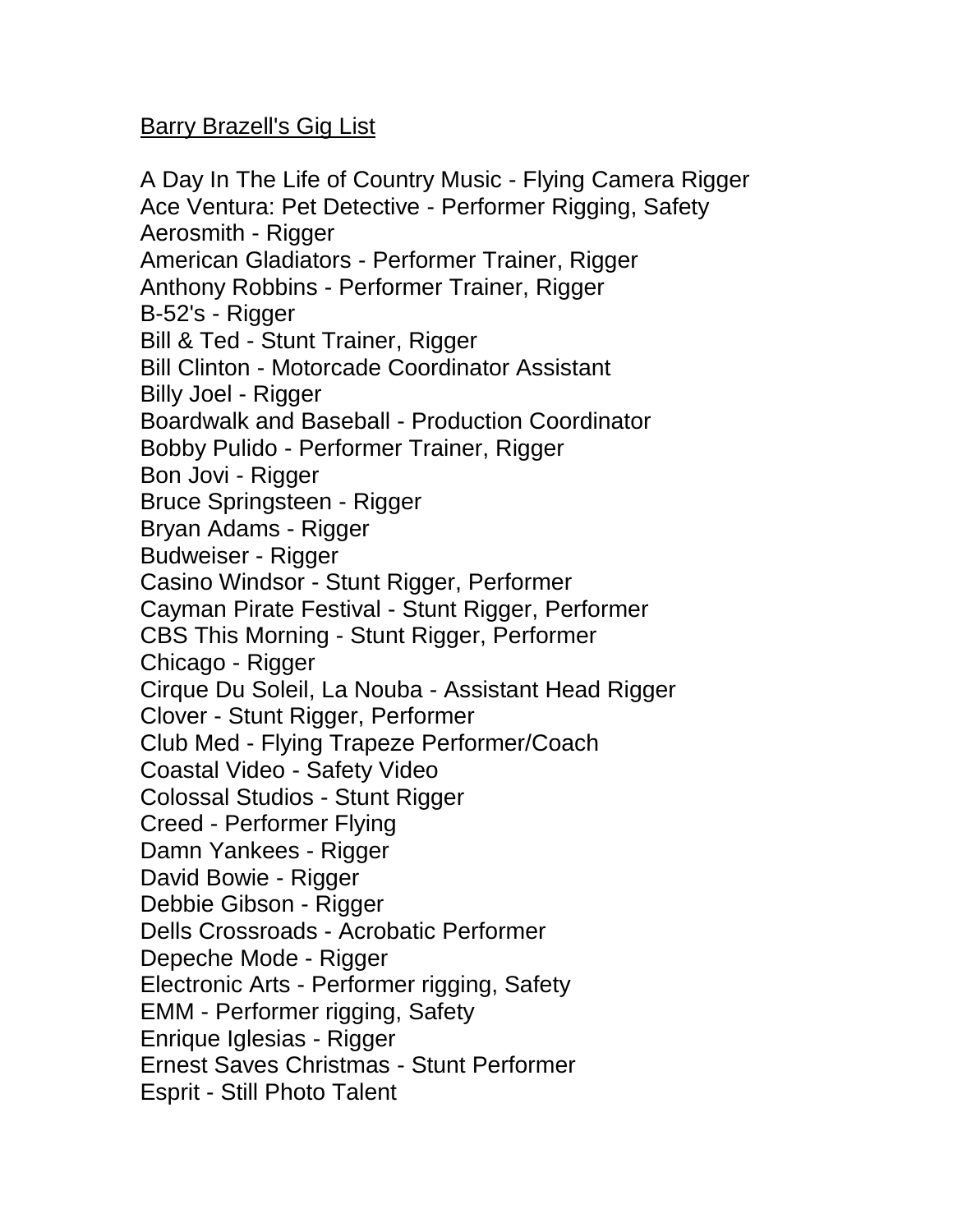Barry Brazell's Gig List

A Day In The Life of Country Music - Flying Camera Rigger
Ace Ventura: Pet Detective - Performer Rigging, Safety
Aerosmith - Rigger
American Gladiators - Performer Trainer, Rigger
Anthony Robbins - Performer Trainer, Rigger
B-52's - Rigger
Bill & Ted - Stunt Trainer, Rigger
Bill Clinton - Motorcade Coordinator Assistant
Billy Joel - Rigger
Boardwalk and Baseball - Production Coordinator
Bobby Pulido - Performer Trainer, Rigger
Bon Jovi - Rigger
Bruce Springsteen - Rigger
Bryan Adams - Rigger
Budweiser - Rigger
Casino Windsor - Stunt Rigger, Performer
Cayman Pirate Festival - Stunt Rigger, Performer
CBS This Morning - Stunt Rigger, Performer
Chicago - Rigger
Cirque Du Soleil, La Nouba - Assistant Head Rigger
Clover - Stunt Rigger, Performer
Club Med - Flying Trapeze Performer/Coach
Coastal Video - Safety Video
Colossal Studios - Stunt Rigger
Creed - Performer Flying
Damn Yankees - Rigger
David Bowie - Rigger
Debbie Gibson - Rigger
Dells Crossroads - Acrobatic Performer
Depeche Mode - Rigger
Electronic Arts - Performer rigging, Safety
EMM - Performer rigging, Safety
Enrique Iglesias - Rigger
Ernest Saves Christmas - Stunt Performer
Esprit - Still Photo Talent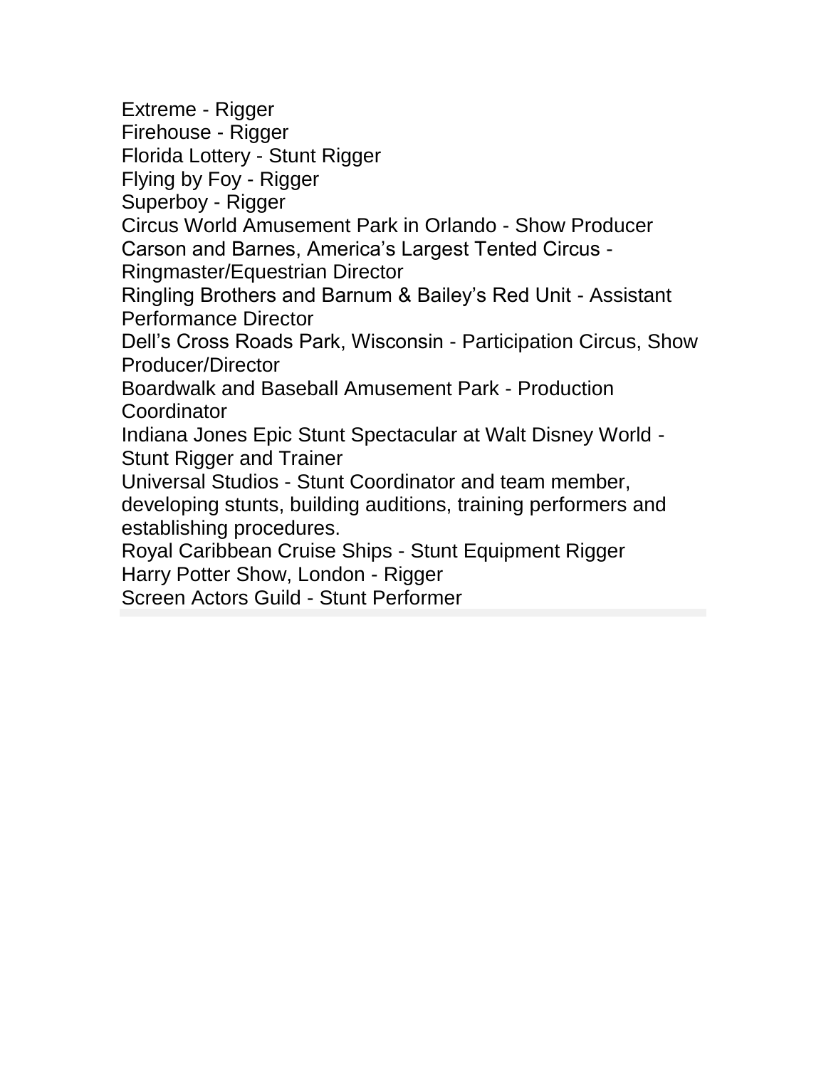Extreme - Rigger
Firehouse - Rigger
Florida Lottery - Stunt Rigger
Flying by Foy - Rigger
Superboy - Rigger
Circus World Amusement Park in Orlando - Show Producer
Carson and Barnes, America's Largest Tented Circus - Ringmaster/Equestrian Director
Ringling Brothers and Barnum & Bailey's Red Unit - Assistant Performance Director
Dell's Cross Roads Park, Wisconsin - Participation Circus, Show Producer/Director
Boardwalk and Baseball Amusement Park - Production Coordinator
Indiana Jones Epic Stunt Spectacular at Walt Disney World - Stunt Rigger and Trainer
Universal Studios - Stunt Coordinator and team member, developing stunts, building auditions, training performers and establishing procedures.
Royal Caribbean Cruise Ships - Stunt Equipment Rigger
Harry Potter Show, London - Rigger
Screen Actors Guild - Stunt Performer